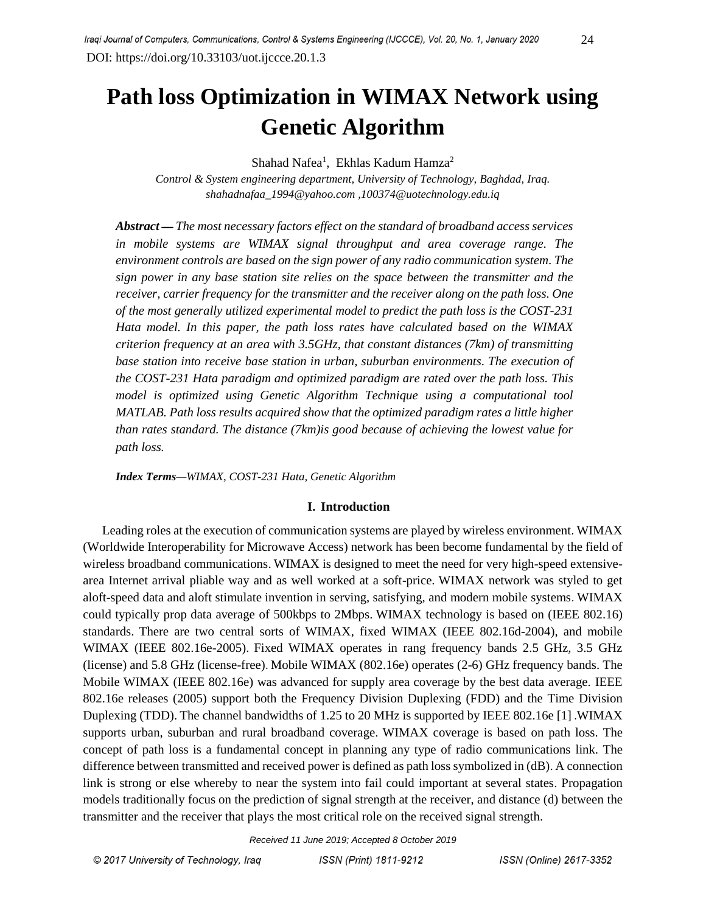DOI: https://doi.org/10.33103/uot.ijccce.20.1.3

# Path loss Optimization in WIMAX Network using Genetic Algorithm

Shahad Nafea[1], Ekhlas Kadum Hamza[2]

*Control & System engineering department, University of Technology, Baghdad, Iraq.*
*shahadnafaa_1994@yahoo.com ,100374@uotechnology.edu.iq*

***Abstract —*** *The most necessary factors effect on the standard of broadband access services in mobile systems are WIMAX signal throughput and area coverage range. The environment controls are based on the sign power of any radio communication system. The sign power in any base station site relies on the space between the transmitter and the receiver, carrier frequency for the transmitter and the receiver along on the path loss. One of the most generally utilized experimental model to predict the path loss is the COST-231 Hata model. In this paper, the path loss rates have calculated based on the WIMAX criterion frequency at an area with 3.5GHz, that constant distances (7km) of transmitting base station into receive base station in urban, suburban environments. The execution of the COST-231 Hata paradigm and optimized paradigm are rated over the path loss. This model is optimized using Genetic Algorithm Technique using a computational tool MATLAB. Path loss results acquired show that the optimized paradigm rates a little higher than rates standard. The distance (7km)is good because of achieving the lowest value for path loss.*

***Index Terms****—WIMAX, COST-231 Hata, Genetic Algorithm*

## I. Introduction

Leading roles at the execution of communication systems are played by wireless environment. WIMAX (Worldwide Interoperability for Microwave Access) network has been become fundamental by the field of wireless broadband communications. WIMAX is designed to meet the need for very high-speed extensive-area Internet arrival pliable way and as well worked at a soft-price. WIMAX network was styled to get aloft-speed data and aloft stimulate invention in serving, satisfying, and modern mobile systems. WIMAX could typically prop data average of 500kbps to 2Mbps. WIMAX technology is based on (IEEE 802.16) standards. There are two central sorts of WIMAX, fixed WIMAX (IEEE 802.16d-2004), and mobile WIMAX (IEEE 802.16e-2005). Fixed WIMAX operates in rang frequency bands 2.5 GHz, 3.5 GHz (license) and 5.8 GHz (license-free). Mobile WIMAX (802.16e) operates (2-6) GHz frequency bands. The Mobile WIMAX (IEEE 802.16e) was advanced for supply area coverage by the best data average. IEEE 802.16e releases (2005) support both the Frequency Division Duplexing (FDD) and the Time Division Duplexing (TDD). The channel bandwidths of 1.25 to 20 MHz is supported by IEEE 802.16e [1] .WIMAX supports urban, suburban and rural broadband coverage. WIMAX coverage is based on path loss. The concept of path loss is a fundamental concept in planning any type of radio communications link. The difference between transmitted and received power is defined as path loss symbolized in (dB). A connection link is strong or else whereby to near the system into fail could important at several states. Propagation models traditionally focus on the prediction of signal strength at the receiver, and distance (d) between the transmitter and the receiver that plays the most critical role on the received signal strength.

Received 11 June 2019; Accepted 8 October 2019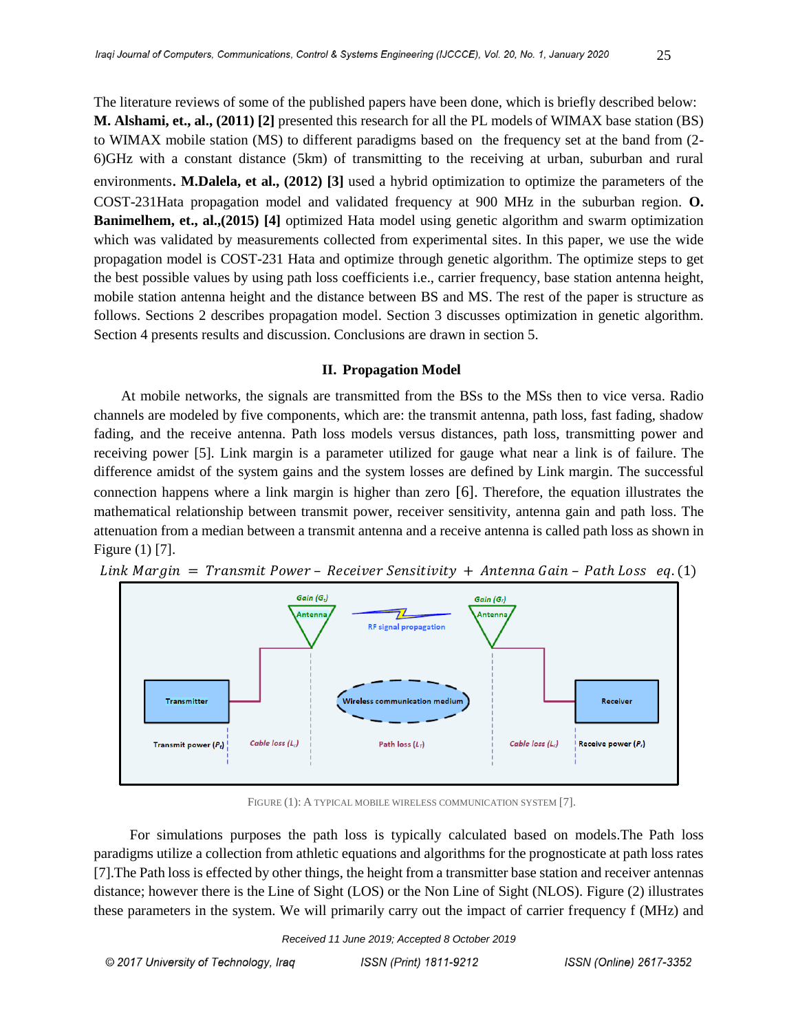The literature reviews of some of the published papers have been done, which is briefly described below: **M. Alshami, et., al., (2011) [2]** presented this research for all the PL models of WIMAX base station (BS) to WIMAX mobile station (MS) to different paradigms based on the frequency set at the band from (2-6)GHz with a constant distance (5km) of transmitting to the receiving at urban, suburban and rural environments**. M.Dalela, et al., (2012) [3]** used a hybrid optimization to optimize the parameters of the COST-231Hata propagation model and validated frequency at 900 MHz in the suburban region. **O. Banimelhem, et., al.,(2015) [4]** optimized Hata model using genetic algorithm and swarm optimization which was validated by measurements collected from experimental sites. In this paper, we use the wide propagation model is COST-231 Hata and optimize through genetic algorithm. The optimize steps to get the best possible values by using path loss coefficients i.e., carrier frequency, base station antenna height, mobile station antenna height and the distance between BS and MS. The rest of the paper is structure as follows. Sections 2 describes propagation model. Section 3 discusses optimization in genetic algorithm. Section 4 presents results and discussion. Conclusions are drawn in section 5.

## II. Propagation Model

At mobile networks, the signals are transmitted from the BSs to the MSs then to vice versa. Radio channels are modeled by five components, which are: the transmit antenna, path loss, fast fading, shadow fading, and the receive antenna. Path loss models versus distances, path loss, transmitting power and receiving power [5]. Link margin is a parameter utilized for gauge what near a link is of failure. The difference amidst of the system gains and the system losses are defined by Link margin. The successful connection happens where a link margin is higher than zero [6]. Therefore, the equation illustrates the mathematical relationship between transmit power, receiver sensitivity, antenna gain and path loss. The attenuation from a median between a transmit antenna and a receive antenna is called path loss as shown in Figure (1) [7].

$$Link\ Margin = Transmit\ Power - Receiver\ Sensitivity + Antenna\ Gain - Path\ Loss \quad eq.(1)$$

FIGURE (1): A TYPICAL MOBILE WIRELESS COMMUNICATION SYSTEM [7].

For simulations purposes the path loss is typically calculated based on models.The Path loss paradigms utilize a collection from athletic equations and algorithms for the prognosticate at path loss rates [7].The Path loss is effected by other things, the height from a transmitter base station and receiver antennas distance; however there is the Line of Sight (LOS) or the Non Line of Sight (NLOS). Figure (2) illustrates these parameters in the system. We will primarily carry out the impact of carrier frequency f (MHz) and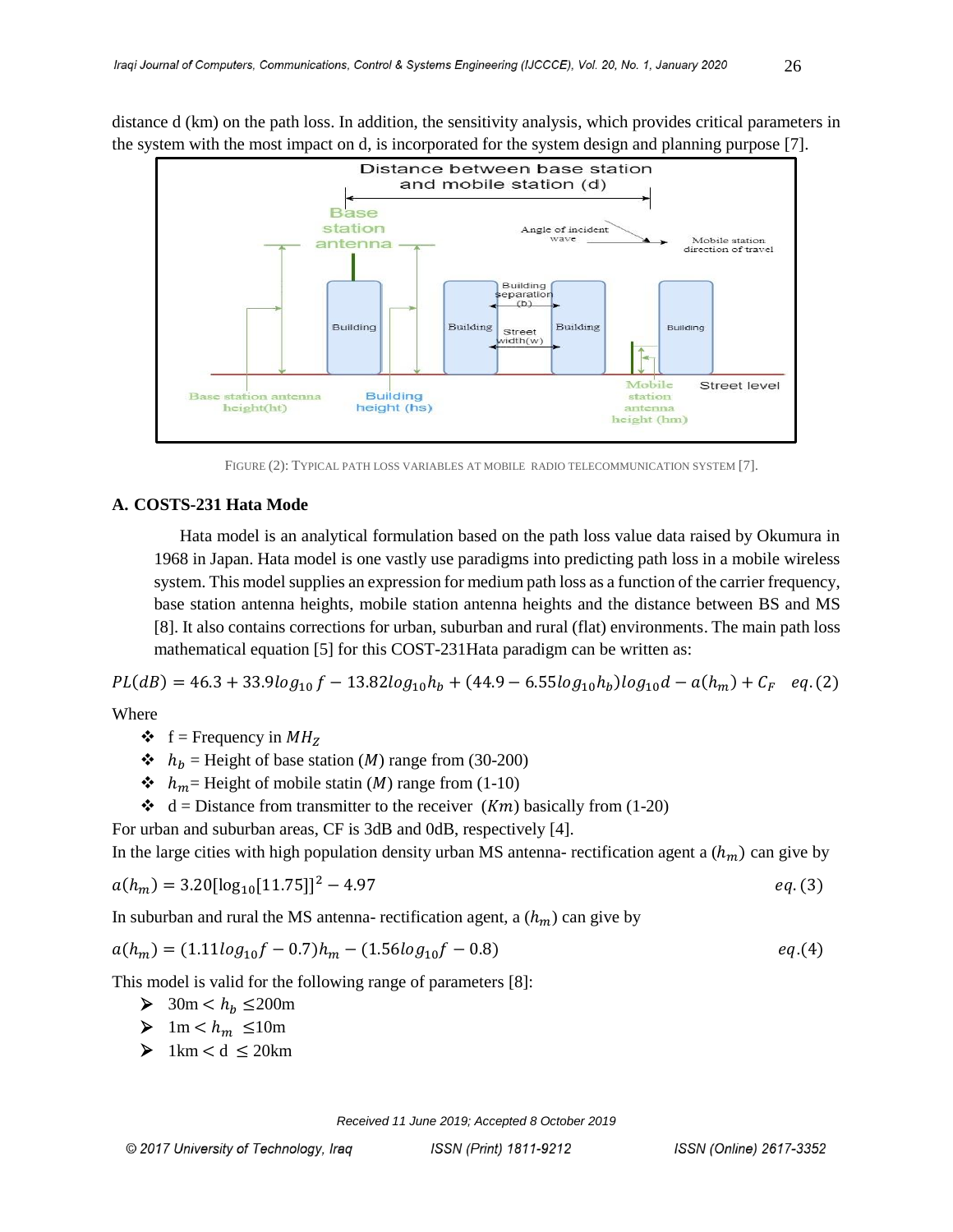distance d (km) on the path loss. In addition, the sensitivity analysis, which provides critical parameters in the system with the most impact on d, is incorporated for the system design and planning purpose [7].

FIGURE (2): TYPICAL PATH LOSS VARIABLES AT MOBILE RADIO TELECOMMUNICATION SYSTEM [7].

### A. COSTS-231 Hata Mode

Hata model is an analytical formulation based on the path loss value data raised by Okumura in 1968 in Japan. Hata model is one vastly use paradigms into predicting path loss in a mobile wireless system. This model supplies an expression for medium path loss as a function of the carrier frequency, base station antenna heights, mobile station antenna heights and the distance between BS and MS [8]. It also contains corrections for urban, suburban and rural (flat) environments. The main path loss mathematical equation [5] for this COST-231Hata paradigm can be written as:

$$PL(dB) = 46.3 + 33.9log_{10} f - 13.82log_{10}h_b + (44.9 - 6.55log_{10}h_b)log_{10}d - a(h_m) + C_F \quad eq.(2)$$

Where

- f = Frequency in $MH_Z$
- $h_b$ = Height of base station $(M)$ range from (30-200)
- $h_m$= Height of mobile statin $(M)$ range from (1-10)
- d = Distance from transmitter to the receiver $(Km)$ basically from (1-20)

For urban and suburban areas, CF is 3dB and 0dB, respectively [4].

In the large cities with high population density urban MS antenna- rectification agent a $(h_m)$ can give by

$$a(h_m) = 3.20[\log_{10}[11.75]]^2 - 4.97 \quad eq.(3)$$

In suburban and rural the MS antenna- rectification agent, a $(h_m)$ can give by

$$a(h_m) = (1.11log_{10}f - 0.7)h_m - (1.56log_{10}f - 0.8) \quad eq.(4)$$

This model is valid for the following range of parameters [8]:

- 30m < $h_b$ ≤200m
- 1m < $h_m$ ≤10m
- 1km < d ≤ 20km

Received 11 June 2019; Accepted 8 October 2019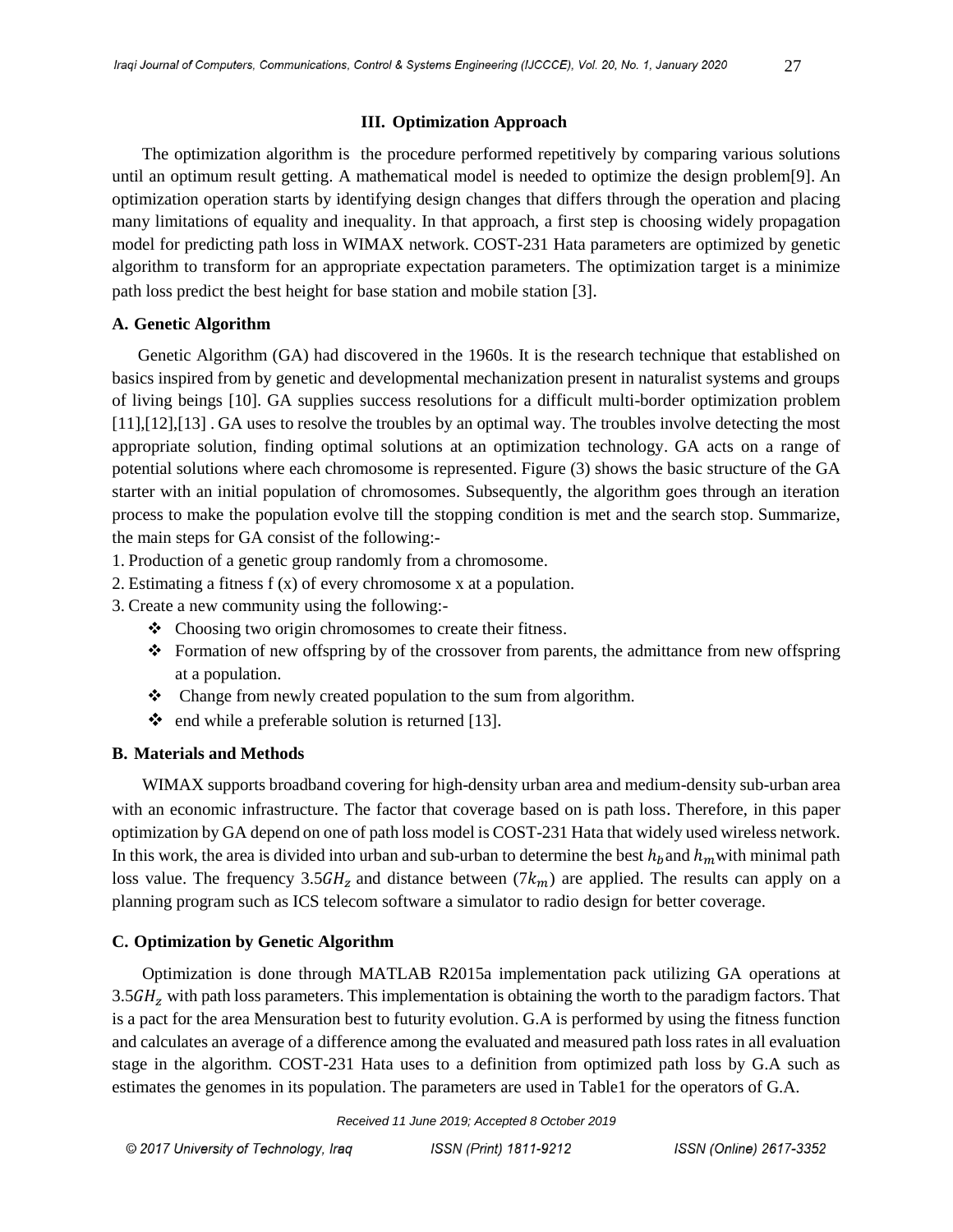## III. Optimization Approach

The optimization algorithm is the procedure performed repetitively by comparing various solutions until an optimum result getting. A mathematical model is needed to optimize the design problem[9]. An optimization operation starts by identifying design changes that differs through the operation and placing many limitations of equality and inequality. In that approach, a first step is choosing widely propagation model for predicting path loss in WIMAX network. COST-231 Hata parameters are optimized by genetic algorithm to transform for an appropriate expectation parameters. The optimization target is a minimize path loss predict the best height for base station and mobile station [3].

### A. Genetic Algorithm

Genetic Algorithm (GA) had discovered in the 1960s. It is the research technique that established on basics inspired from by genetic and developmental mechanization present in naturalist systems and groups of living beings [10]. GA supplies success resolutions for a difficult multi-border optimization problem [11],[12],[13] . GA uses to resolve the troubles by an optimal way. The troubles involve detecting the most appropriate solution, finding optimal solutions at an optimization technology. GA acts on a range of potential solutions where each chromosome is represented. Figure (3) shows the basic structure of the GA starter with an initial population of chromosomes. Subsequently, the algorithm goes through an iteration process to make the population evolve till the stopping condition is met and the search stop. Summarize, the main steps for GA consist of the following:-

1. Production of a genetic group randomly from a chromosome.
2. Estimating a fitness f (x) of every chromosome x at a population.
3. Create a new community using the following:-
   - Choosing two origin chromosomes to create their fitness.
   - Formation of new offspring by of the crossover from parents, the admittance from new offspring at a population.
   - Change from newly created population to the sum from algorithm.
   - end while a preferable solution is returned [13].

### B. Materials and Methods

WIMAX supports broadband covering for high-density urban area and medium-density sub-urban area with an economic infrastructure. The factor that coverage based on is path loss. Therefore, in this paper optimization by GA depend on one of path loss model is COST-231 Hata that widely used wireless network. In this work, the area is divided into urban and sub-urban to determine the best $h_b$ and $h_m$ with minimal path loss value. The frequency $3.5GH_z$ and distance between ($7k_m$) are applied. The results can apply on a planning program such as ICS telecom software a simulator to radio design for better coverage.

### C. Optimization by Genetic Algorithm

Optimization is done through MATLAB R2015a implementation pack utilizing GA operations at $3.5GH_z$ with path loss parameters. This implementation is obtaining the worth to the paradigm factors. That is a pact for the area Mensuration best to futurity evolution. G.A is performed by using the fitness function and calculates an average of a difference among the evaluated and measured path loss rates in all evaluation stage in the algorithm. COST-231 Hata uses to a definition from optimized path loss by G.A such as estimates the genomes in its population. The parameters are used in Table1 for the operators of G.A.

Received 11 June 2019; Accepted 8 October 2019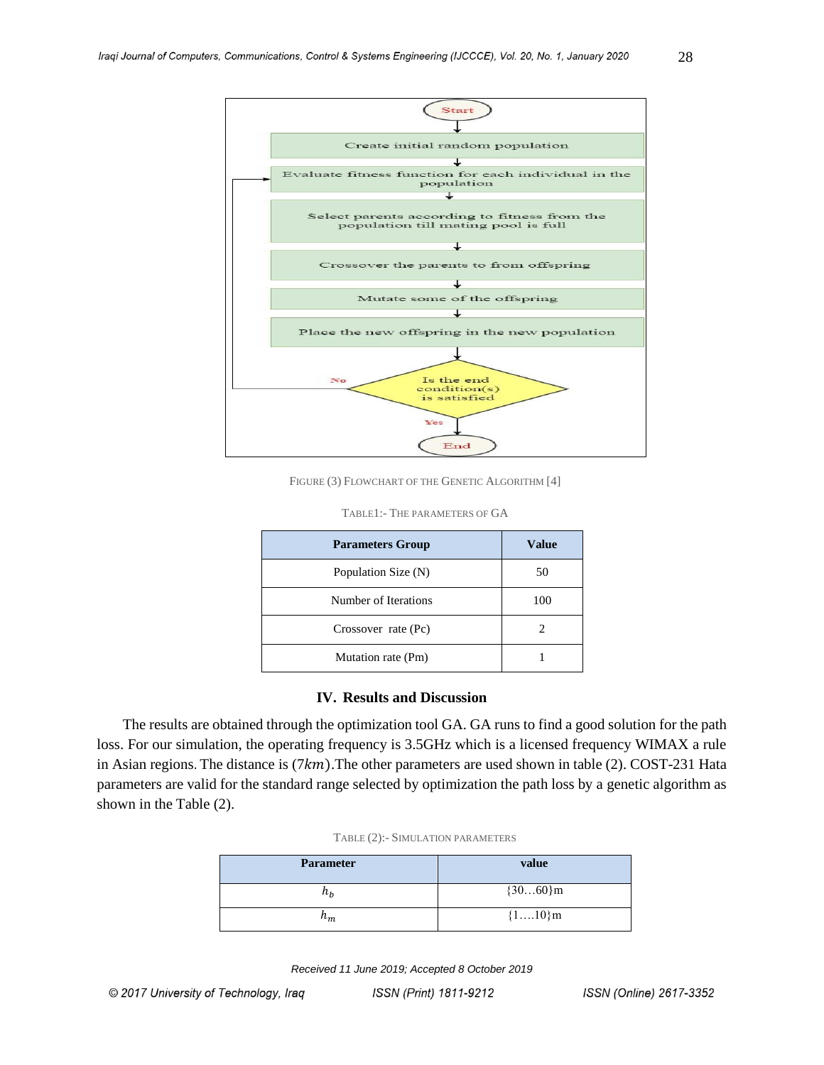FIGURE (3) FLOWCHART OF THE GENETIC ALGORITHM [4]

TABLE1:- THE PARAMETERS OF GA

| Parameters Group | Value |
|---|---|
| Population Size (N) | 50 |
| Number of Iterations | 100 |
| Crossover rate (Pc) | 2 |
| Mutation rate (Pm) | 1 |

## IV. Results and Discussion

The results are obtained through the optimization tool GA. GA runs to find a good solution for the path loss. For our simulation, the operating frequency is 3.5GHz which is a licensed frequency WIMAX a rule in Asian regions. The distance is $(7km)$.The other parameters are used shown in table (2). COST-231 Hata parameters are valid for the standard range selected by optimization the path loss by a genetic algorithm as shown in the Table (2).

TABLE (2):- SIMULATION PARAMETERS

| Parameter | value |
|---|---|
| $h_b$ | {30…60}m |
| $h_m$ | {1….10}m |

Received 11 June 2019; Accepted 8 October 2019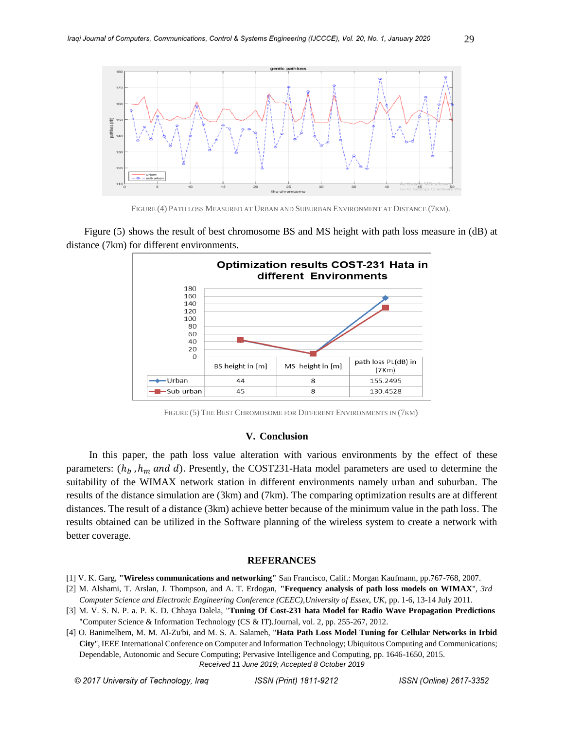FIGURE (4) PATH LOSS MEASURED AT URBAN AND SUBURBAN ENVIRONMENT AT DISTANCE (7KM).

Figure (5) shows the result of best chromosome BS and MS height with path loss measure in (dB) at distance (7km) for different environments.

**Optimization results COST-231 Hata in different Environments**

| | BS height in [m] | MS height in [m] | path loss PL(dB) in (7Km) |
|---|---|---|---|
| Urban | 44 | 8 | 155.2495 |
| Sub-urban | 45 | 8 | 130.4528 |

FIGURE (5) THE BEST CHROMOSOME FOR DIFFERENT ENVIRONMENTS IN (7KM)

## V. Conclusion

In this paper, the path loss value alteration with various environments by the effect of these parameters: $(h_b, h_m \text{ and } d)$. Presently, the COST231-Hata model parameters are used to determine the suitability of the WIMAX network station in different environments namely urban and suburban. The results of the distance simulation are (3km) and (7km). The comparing optimization results are at different distances. The result of a distance (3km) achieve better because of the minimum value in the path loss. The results obtained can be utilized in the Software planning of the wireless system to create a network with better coverage.

## REFERANCES

[1] V. K. Garg, **"Wireless communications and networking"** San Francisco, Calif.: Morgan Kaufmann, pp.767-768, 2007.

[2] M. Alshami, T. Arslan, J. Thompson, and A. T. Erdogan, **"Frequency analysis of path loss models on WIMAX"**, *3rd Computer Science and Electronic Engineering Conference (CEEC),University of Essex, UK*, pp. 1-6, 13-14 July 2011.

[3] M. V. S. N. P. a. P. K. D. Chhaya Dalela, "**Tuning Of Cost-231 hata Model for Radio Wave Propagation Predictions** "Computer Science & Information Technology (CS & IT).Journal, vol. 2, pp. 255-267, 2012.

[4] O. Banimelhem, M. M. Al-Zu'bi, and M. S. A. Salameh, "**Hata Path Loss Model Tuning for Cellular Networks in Irbid City**", IEEE International Conference on Computer and Information Technology; Ubiquitous Computing and Communications; Dependable, Autonomic and Secure Computing; Pervasive Intelligence and Computing, pp. 1646-1650, 2015.

*Received 11 June 2019; Accepted 8 October 2019*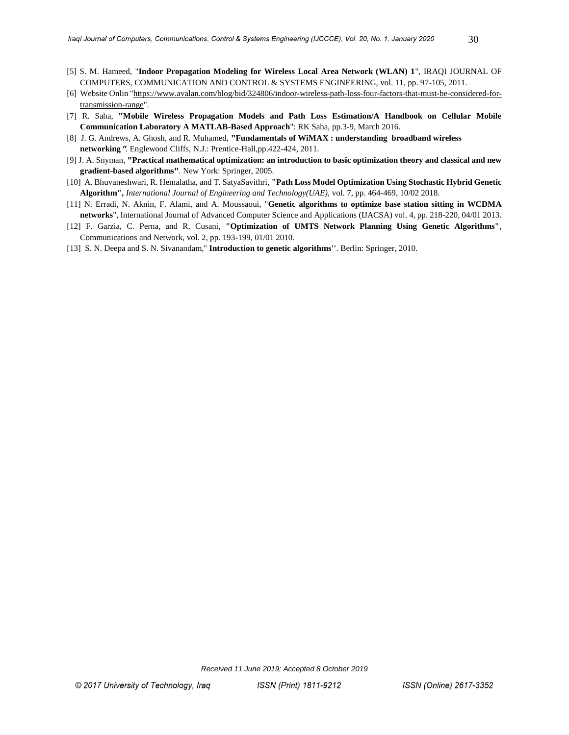[5] S. M. Hameed, "**Indoor Propagation Modeling for Wireless Local Area Network (WLAN) 1**", IRAQI JOURNAL OF COMPUTERS, COMMUNICATION AND CONTROL & SYSTEMS ENGINEERING, vol. 11, pp. 97-105, 2011.

[6] Website Onlin "https://www.avalan.com/blog/bid/324806/indoor-wireless-path-loss-four-factors-that-must-be-considered-for-transmission-range".

[7] R. Saha, **"Mobile Wireless Propagation Models and Path Loss Estimation/A Handbook on Cellular Mobile Communication Laboratory A MATLAB-Based Approach"**: RK Saha, pp.3-9, March 2016.

[8] J. G. Andrews, A. Ghosh, and R. Muhamed, **"Fundamentals of WiMAX : understanding broadband wireless networking"**. Englewood Cliffs, N.J.: Prentice-Hall,pp.422-424, 2011.

[9] J. A. Snyman, **"Practical mathematical optimization: an introduction to basic optimization theory and classical and new gradient-based algorithms"**. New York: Springer, 2005.

[10] A. Bhuvaneshwari, R. Hemalatha, and T. SatyaSavithri, **"Path Loss Model Optimization Using Stochastic Hybrid Genetic Algorithm",** *International Journal of Engineering and Technology(UAE)*, vol. 7, pp. 464-469, 10/02 2018.

[11] N. Erradi, N. Aknin, F. Alami, and A. Moussaoui, "**Genetic algorithms to optimize base station sitting in WCDMA networks**", International Journal of Advanced Computer Science and Applications (IJACSA) vol. 4, pp. 218-220, 04/01 2013.

[12] F. Garzia, C. Perna, and R. Cusani, **"Optimization of UMTS Network Planning Using Genetic Algorithms"**, Communications and Network, vol. 2, pp. 193-199, 01/01 2010.

[13] S. N. Deepa and S. N. Sivanandam," **Introduction to genetic algorithms''**. Berlin: Springer, 2010.

*Received 11 June 2019; Accepted 8 October 2019*